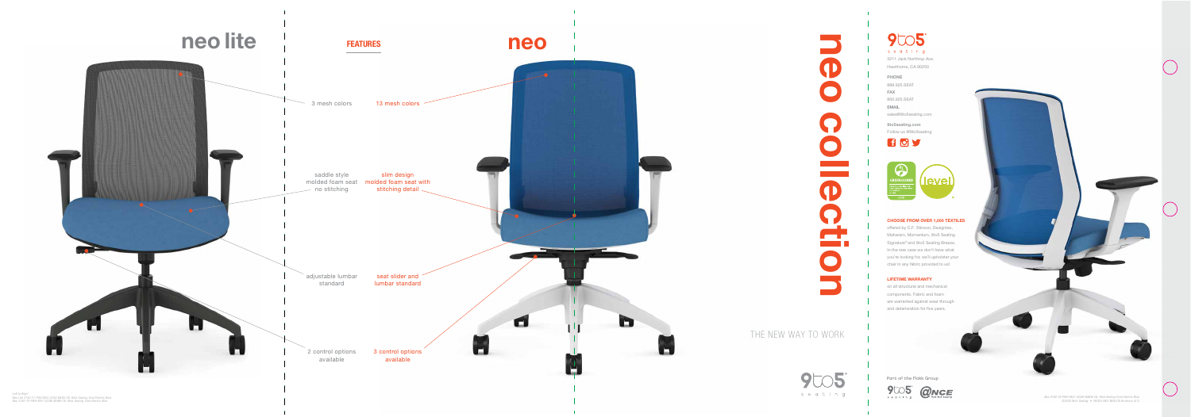# neo lite

## FEATURES

# neo

| neo lite | neo |
|---|---|
| 3 mesh colors | 13 mesh colors |
| saddle style molded foam seat no stitching | slim design molded foam seat with stitching detail |
| adjustable lumbar standard | seat slider and lumbar standard |
| 2 control options available | 3 control options available |

Left to Right:
Neo Lite 3140 T1 F42 300S QC03-BK40 / 35, Mesh Seating Vivid Electric Blue
Neo 3140 Y2 FM15 WHT QC08-BK60 / 35, Mesh Seating Vivid Electric Blue

# neo collection

THE NEW WAY TO WORK

9to5 seating

3211 Jack Northrop Ave.
Hawthorne, CA 90250

**PHONE**
888.925.SEAT

**FAX**
800.925.SEAT

**EMAIL**
sales@9to5seating.com

9to5seating.com
Follow us @9to5seating

**CHOOSE FROM OVER 1,000 TEXTILES**
offered by C.F. Stinson, Designtex, Maharam, Momentum, 9to5 Seating Signature™ and 9to5 Seating Breeze. In the rare case we don't have what you're looking for, we'll upholster your chair in any fabric provided to us!

**LIFETIME WARRANTY**
on all structural and mechanical components. Fabric and foam are warranted against wear through and deterioration for five years.

Part of the Flokk Group

Neo 3140 Y2 FM15 WHT QC08-BK60 / 35, Mesh Seating Vivid Electric Blue
©2016 9to5 Seating ★ 08/2016 REV NEOLITE Brochure v2.0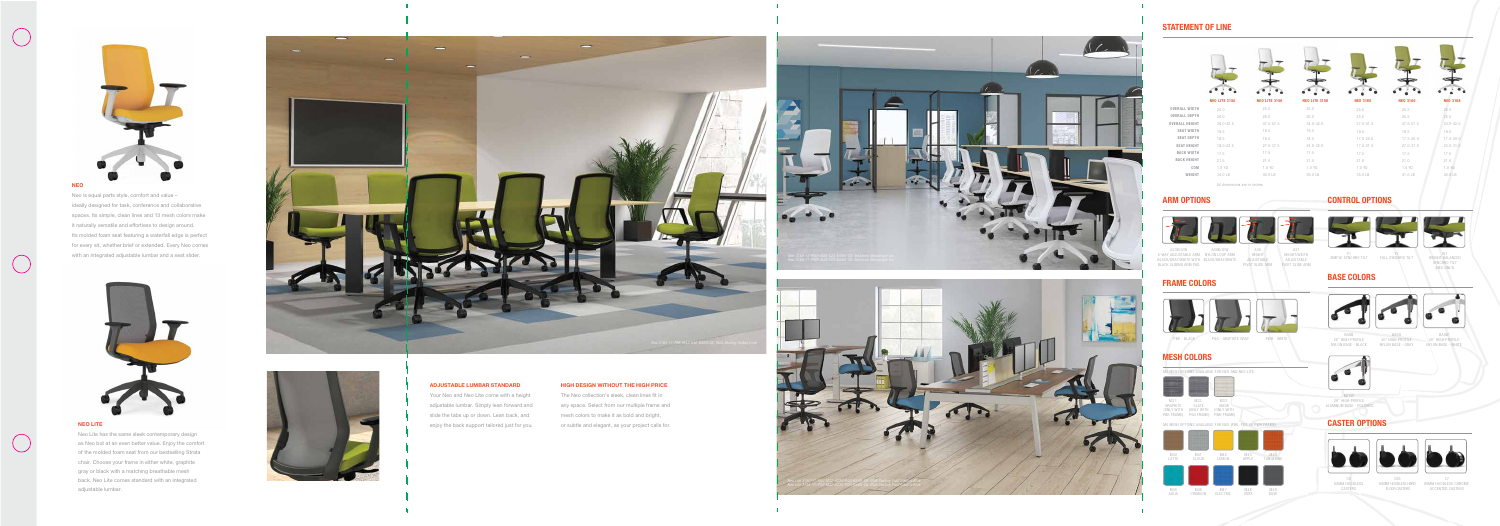## NEO

Neo is equal parts style, comfort and value—ideally designed for task, conference and collaborative spaces. Its simple, clean lines and 13 mesh colors make it naturally versatile and effortless to design around. Its molded foam seat featuring a waterfall edge is perfect for every sit, whether brief or extended. Every Neo comes with an integrated adjustable lumbar and a seat slider.

## NEO LITE

Neo Lite has the same sleek contemporary design as Neo but at an even better value. Enjoy the comfort of the molded foam seat from our bestselling Strata chair. Choose your frame in either white, graphite gray or black with a matching breathable mesh back. Neo Lite comes standard with an integrated adjustable lumbar.

### ADJUSTABLE LUMBAR STANDARD

Your Neo and Neo Lite come with a height adjustable lumbar. Simply lean forward and slide the tabs up or down. Lean back, and enjoy the back support tailored just for you.

### HIGH DESIGN WITHOUT THE HIGH PRICE

The Neo collection's sleek, clean lines fit in any space. Select from our multiple frame and mesh colors to make it as bold and bright, or subtle and elegant, as your project calls for.

## STATEMENT OF LINE

| | NEO LITE 3180 | NEO LITE 3185 | NEO LITE 3188 | NEO 3160 | NEO 3165 | NEO 3168 |
|---|---|---|---|---|---|---|
| OVERALL WIDTH | | | | | | |
| OVERALL DEPTH | | | | | | |
| OVERALL HEIGHT | | | | | | |
| SEAT WIDTH | | | | | | |
| SEAT DEPTH | | | | | | |
| SEAT HEIGHT | | | | | | |
| BACK WIDTH | | | | | | |
| BACK HEIGHT | | | | | | |
| COM | | | | | | |
| WEIGHT | | | | | | |

All dimensions are in inches.

## ARM OPTIONS

## CONTROL OPTIONS

SIMPLE SYNCHRO TILT

FULL SYNCHRO TILT

WEIGHT-BALANCED SYNCHRO TILT

## FRAME COLORS

BLACK

GRAPHITE GRAY

WHITE

## BASE COLORS

## MESH COLORS

## CASTER OPTIONS